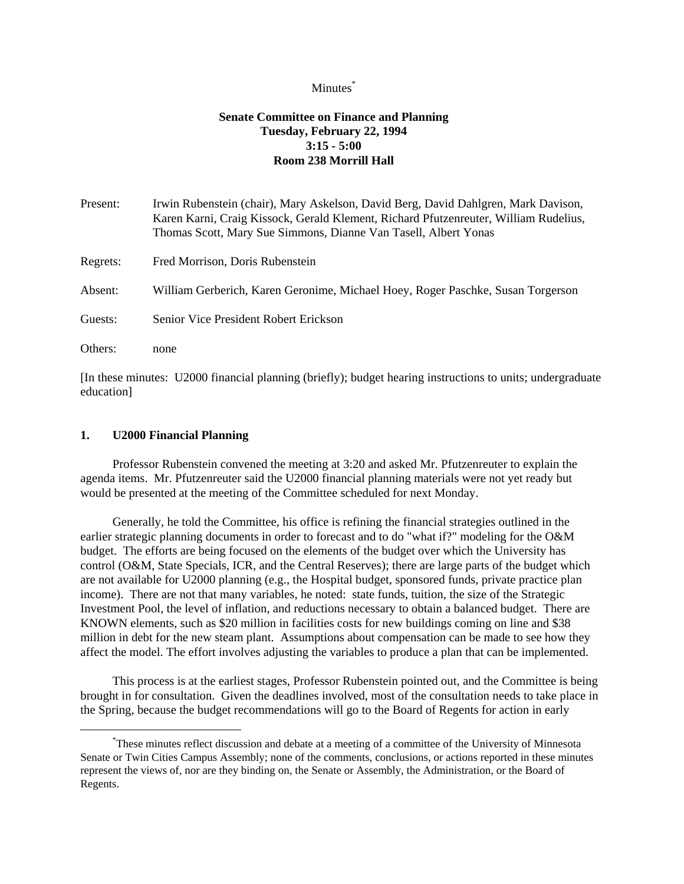Minutes[*]

**Senate Committee on Finance and Planning**
**Tuesday, February 22, 1994**
**3:15 - 5:00**
**Room 238 Morrill Hall**

Present: Irwin Rubenstein (chair), Mary Askelson, David Berg, David Dahlgren, Mark Davison, Karen Karni, Craig Kissock, Gerald Klement, Richard Pfutzenreuter, William Rudelius, Thomas Scott, Mary Sue Simmons, Dianne Van Tasell, Albert Yonas

Regrets: Fred Morrison, Doris Rubenstein

Absent: William Gerberich, Karen Geronime, Michael Hoey, Roger Paschke, Susan Torgerson

Guests: Senior Vice President Robert Erickson

Others: none

[In these minutes: U2000 financial planning (briefly); budget hearing instructions to units; undergraduate education]

## 1. U2000 Financial Planning

Professor Rubenstein convened the meeting at 3:20 and asked Mr. Pfutzenreuter to explain the agenda items. Mr. Pfutzenreuter said the U2000 financial planning materials were not yet ready but would be presented at the meeting of the Committee scheduled for next Monday.

Generally, he told the Committee, his office is refining the financial strategies outlined in the earlier strategic planning documents in order to forecast and to do "what if?" modeling for the O&M budget. The efforts are being focused on the elements of the budget over which the University has control (O&M, State Specials, ICR, and the Central Reserves); there are large parts of the budget which are not available for U2000 planning (e.g., the Hospital budget, sponsored funds, private practice plan income). There are not that many variables, he noted: state funds, tuition, the size of the Strategic Investment Pool, the level of inflation, and reductions necessary to obtain a balanced budget. There are KNOWN elements, such as $20 million in facilities costs for new buildings coming on line and $38 million in debt for the new steam plant. Assumptions about compensation can be made to see how they affect the model. The effort involves adjusting the variables to produce a plan that can be implemented.

This process is at the earliest stages, Professor Rubenstein pointed out, and the Committee is being brought in for consultation. Given the deadlines involved, most of the consultation needs to take place in the Spring, because the budget recommendations will go to the Board of Regents for action in early

[*] These minutes reflect discussion and debate at a meeting of a committee of the University of Minnesota Senate or Twin Cities Campus Assembly; none of the comments, conclusions, or actions reported in these minutes represent the views of, nor are they binding on, the Senate or Assembly, the Administration, or the Board of Regents.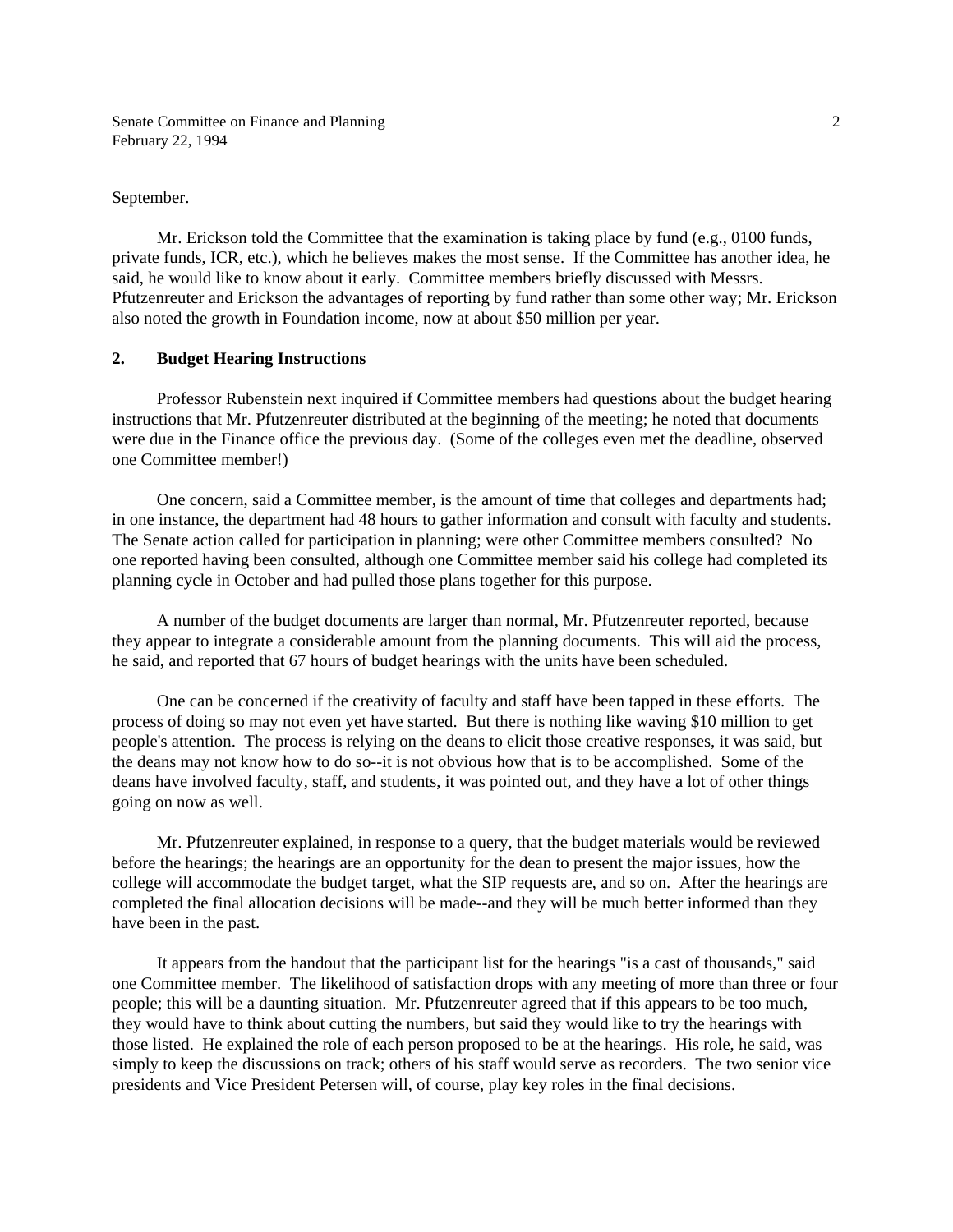September.

Mr. Erickson told the Committee that the examination is taking place by fund (e.g., 0100 funds, private funds, ICR, etc.), which he believes makes the most sense. If the Committee has another idea, he said, he would like to know about it early. Committee members briefly discussed with Messrs. Pfutzenreuter and Erickson the advantages of reporting by fund rather than some other way; Mr. Erickson also noted the growth in Foundation income, now at about $50 million per year.

## 2. Budget Hearing Instructions

Professor Rubenstein next inquired if Committee members had questions about the budget hearing instructions that Mr. Pfutzenreuter distributed at the beginning of the meeting; he noted that documents were due in the Finance office the previous day. (Some of the colleges even met the deadline, observed one Committee member!)

One concern, said a Committee member, is the amount of time that colleges and departments had; in one instance, the department had 48 hours to gather information and consult with faculty and students. The Senate action called for participation in planning; were other Committee members consulted? No one reported having been consulted, although one Committee member said his college had completed its planning cycle in October and had pulled those plans together for this purpose.

A number of the budget documents are larger than normal, Mr. Pfutzenreuter reported, because they appear to integrate a considerable amount from the planning documents. This will aid the process, he said, and reported that 67 hours of budget hearings with the units have been scheduled.

One can be concerned if the creativity of faculty and staff have been tapped in these efforts. The process of doing so may not even yet have started. But there is nothing like waving $10 million to get people's attention. The process is relying on the deans to elicit those creative responses, it was said, but the deans may not know how to do so--it is not obvious how that is to be accomplished. Some of the deans have involved faculty, staff, and students, it was pointed out, and they have a lot of other things going on now as well.

Mr. Pfutzenreuter explained, in response to a query, that the budget materials would be reviewed before the hearings; the hearings are an opportunity for the dean to present the major issues, how the college will accommodate the budget target, what the SIP requests are, and so on. After the hearings are completed the final allocation decisions will be made--and they will be much better informed than they have been in the past.

It appears from the handout that the participant list for the hearings "is a cast of thousands," said one Committee member. The likelihood of satisfaction drops with any meeting of more than three or four people; this will be a daunting situation. Mr. Pfutzenreuter agreed that if this appears to be too much, they would have to think about cutting the numbers, but said they would like to try the hearings with those listed. He explained the role of each person proposed to be at the hearings. His role, he said, was simply to keep the discussions on track; others of his staff would serve as recorders. The two senior vice presidents and Vice President Petersen will, of course, play key roles in the final decisions.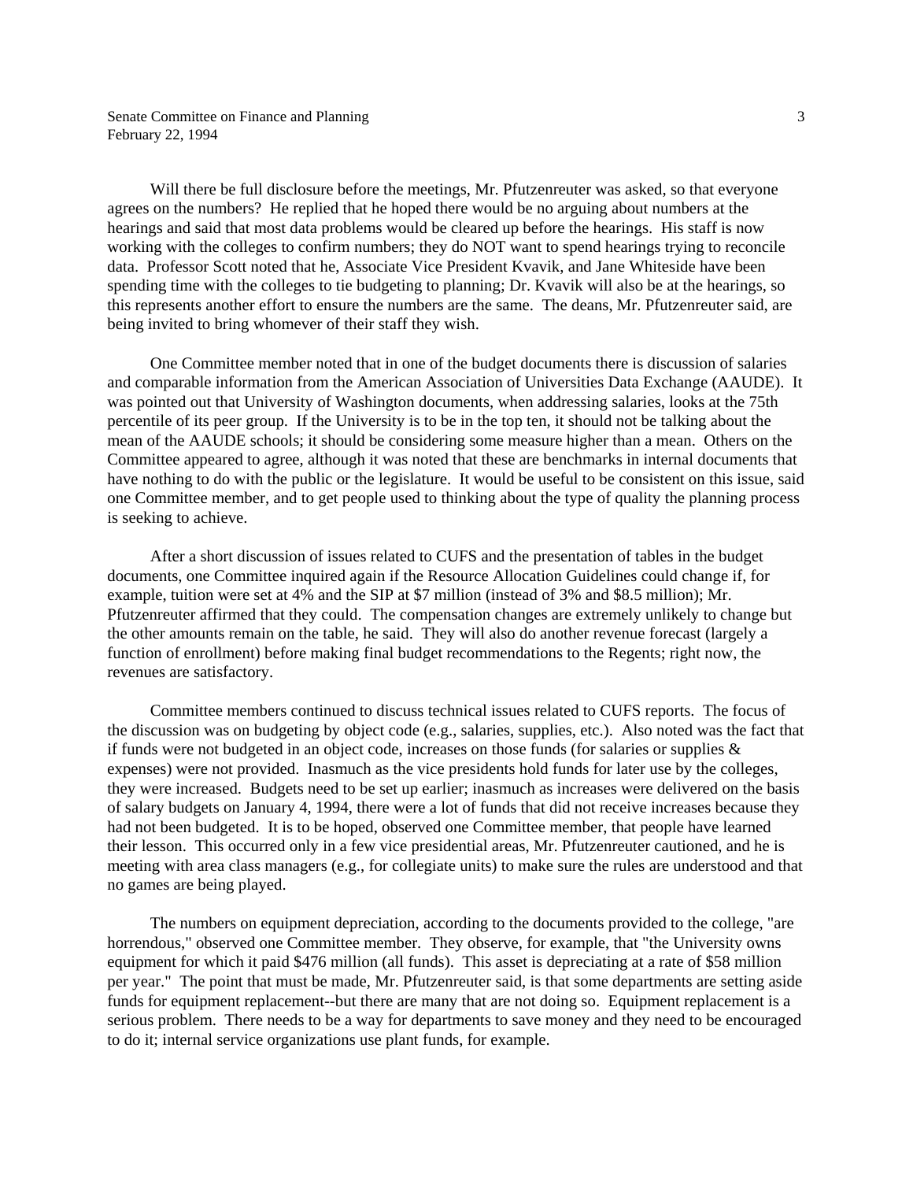Will there be full disclosure before the meetings, Mr. Pfutzenreuter was asked, so that everyone agrees on the numbers? He replied that he hoped there would be no arguing about numbers at the hearings and said that most data problems would be cleared up before the hearings. His staff is now working with the colleges to confirm numbers; they do NOT want to spend hearings trying to reconcile data. Professor Scott noted that he, Associate Vice President Kvavik, and Jane Whiteside have been spending time with the colleges to tie budgeting to planning; Dr. Kvavik will also be at the hearings, so this represents another effort to ensure the numbers are the same. The deans, Mr. Pfutzenreuter said, are being invited to bring whomever of their staff they wish.

One Committee member noted that in one of the budget documents there is discussion of salaries and comparable information from the American Association of Universities Data Exchange (AAUDE). It was pointed out that University of Washington documents, when addressing salaries, looks at the 75th percentile of its peer group. If the University is to be in the top ten, it should not be talking about the mean of the AAUDE schools; it should be considering some measure higher than a mean. Others on the Committee appeared to agree, although it was noted that these are benchmarks in internal documents that have nothing to do with the public or the legislature. It would be useful to be consistent on this issue, said one Committee member, and to get people used to thinking about the type of quality the planning process is seeking to achieve.

After a short discussion of issues related to CUFS and the presentation of tables in the budget documents, one Committee inquired again if the Resource Allocation Guidelines could change if, for example, tuition were set at 4% and the SIP at $7 million (instead of 3% and $8.5 million); Mr. Pfutzenreuter affirmed that they could. The compensation changes are extremely unlikely to change but the other amounts remain on the table, he said. They will also do another revenue forecast (largely a function of enrollment) before making final budget recommendations to the Regents; right now, the revenues are satisfactory.

Committee members continued to discuss technical issues related to CUFS reports. The focus of the discussion was on budgeting by object code (e.g., salaries, supplies, etc.). Also noted was the fact that if funds were not budgeted in an object code, increases on those funds (for salaries or supplies & expenses) were not provided. Inasmuch as the vice presidents hold funds for later use by the colleges, they were increased. Budgets need to be set up earlier; inasmuch as increases were delivered on the basis of salary budgets on January 4, 1994, there were a lot of funds that did not receive increases because they had not been budgeted. It is to be hoped, observed one Committee member, that people have learned their lesson. This occurred only in a few vice presidential areas, Mr. Pfutzenreuter cautioned, and he is meeting with area class managers (e.g., for collegiate units) to make sure the rules are understood and that no games are being played.

The numbers on equipment depreciation, according to the documents provided to the college, "are horrendous," observed one Committee member. They observe, for example, that "the University owns equipment for which it paid $476 million (all funds). This asset is depreciating at a rate of $58 million per year." The point that must be made, Mr. Pfutzenreuter said, is that some departments are setting aside funds for equipment replacement--but there are many that are not doing so. Equipment replacement is a serious problem. There needs to be a way for departments to save money and they need to be encouraged to do it; internal service organizations use plant funds, for example.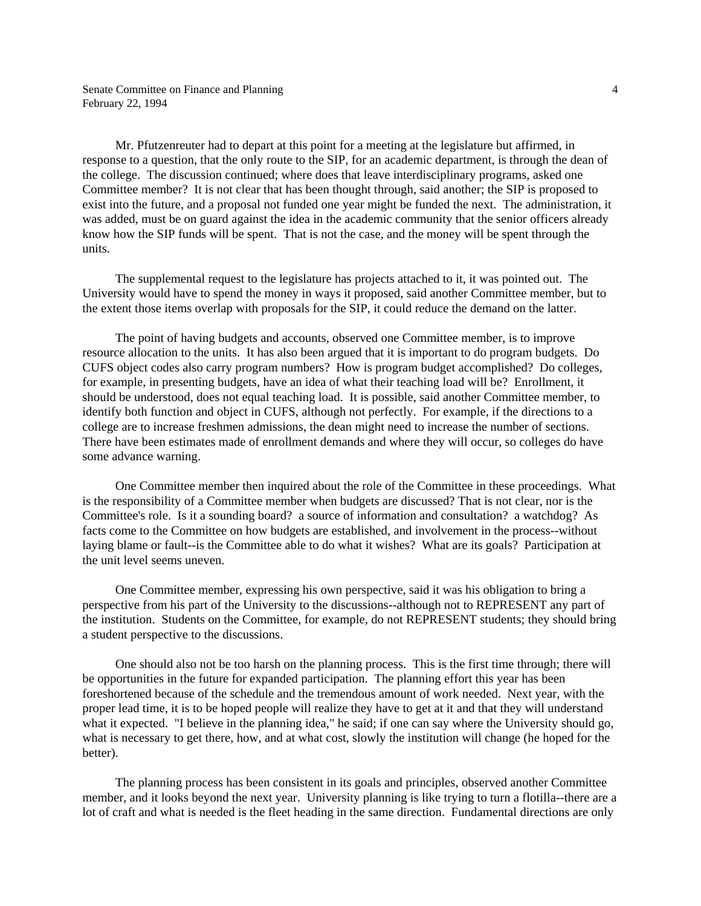Mr. Pfutzenreuter had to depart at this point for a meeting at the legislature but affirmed, in response to a question, that the only route to the SIP, for an academic department, is through the dean of the college. The discussion continued; where does that leave interdisciplinary programs, asked one Committee member? It is not clear that has been thought through, said another; the SIP is proposed to exist into the future, and a proposal not funded one year might be funded the next. The administration, it was added, must be on guard against the idea in the academic community that the senior officers already know how the SIP funds will be spent. That is not the case, and the money will be spent through the units.

The supplemental request to the legislature has projects attached to it, it was pointed out. The University would have to spend the money in ways it proposed, said another Committee member, but to the extent those items overlap with proposals for the SIP, it could reduce the demand on the latter.

The point of having budgets and accounts, observed one Committee member, is to improve resource allocation to the units. It has also been argued that it is important to do program budgets. Do CUFS object codes also carry program numbers? How is program budget accomplished? Do colleges, for example, in presenting budgets, have an idea of what their teaching load will be? Enrollment, it should be understood, does not equal teaching load. It is possible, said another Committee member, to identify both function and object in CUFS, although not perfectly. For example, if the directions to a college are to increase freshmen admissions, the dean might need to increase the number of sections. There have been estimates made of enrollment demands and where they will occur, so colleges do have some advance warning.

One Committee member then inquired about the role of the Committee in these proceedings. What is the responsibility of a Committee member when budgets are discussed? That is not clear, nor is the Committee's role. Is it a sounding board? a source of information and consultation? a watchdog? As facts come to the Committee on how budgets are established, and involvement in the process--without laying blame or fault--is the Committee able to do what it wishes? What are its goals? Participation at the unit level seems uneven.

One Committee member, expressing his own perspective, said it was his obligation to bring a perspective from his part of the University to the discussions--although not to REPRESENT any part of the institution. Students on the Committee, for example, do not REPRESENT students; they should bring a student perspective to the discussions.

One should also not be too harsh on the planning process. This is the first time through; there will be opportunities in the future for expanded participation. The planning effort this year has been foreshortened because of the schedule and the tremendous amount of work needed. Next year, with the proper lead time, it is to be hoped people will realize they have to get at it and that they will understand what it expected. "I believe in the planning idea," he said; if one can say where the University should go, what is necessary to get there, how, and at what cost, slowly the institution will change (he hoped for the better).

The planning process has been consistent in its goals and principles, observed another Committee member, and it looks beyond the next year. University planning is like trying to turn a flotilla--there are a lot of craft and what is needed is the fleet heading in the same direction. Fundamental directions are only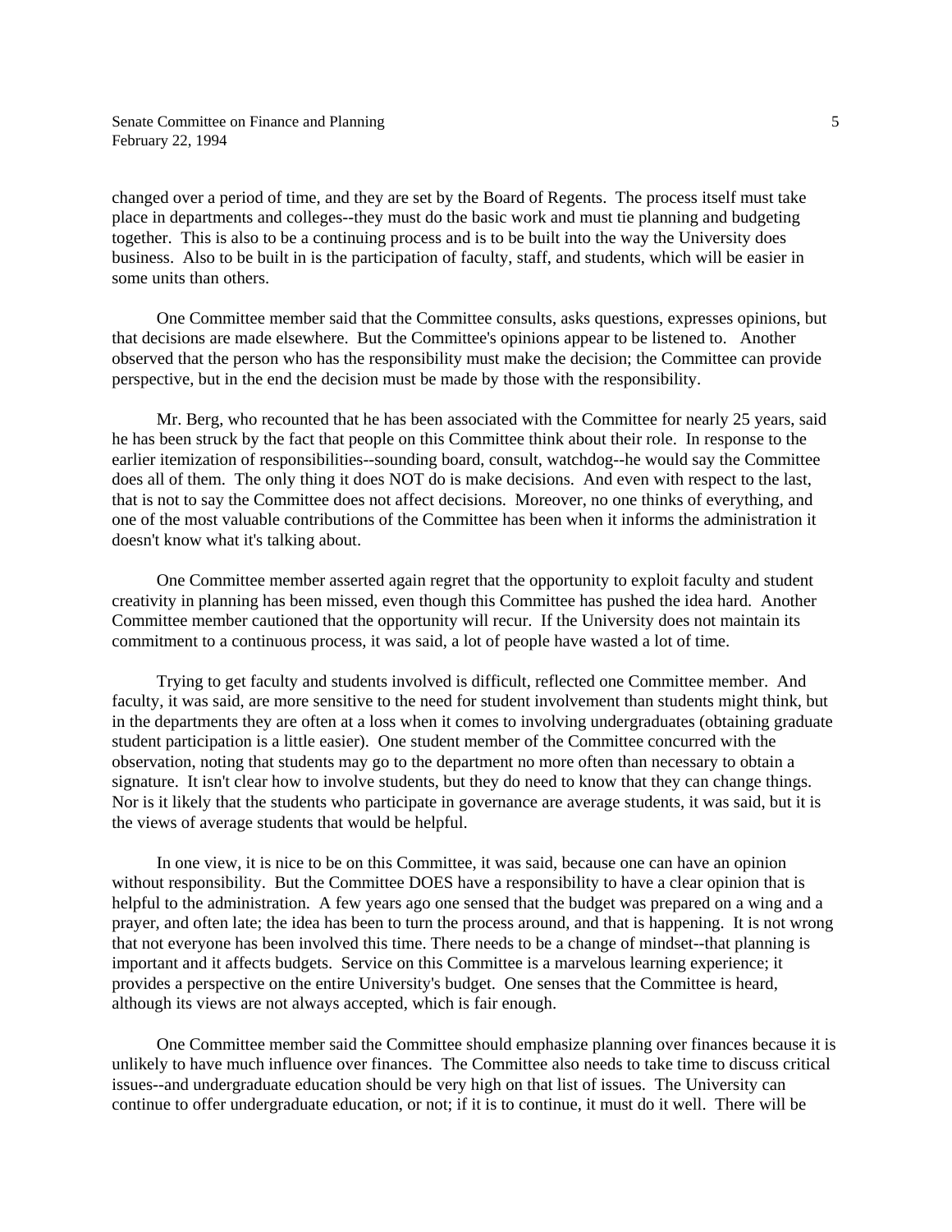changed over a period of time, and they are set by the Board of Regents. The process itself must take place in departments and colleges--they must do the basic work and must tie planning and budgeting together. This is also to be a continuing process and is to be built into the way the University does business. Also to be built in is the participation of faculty, staff, and students, which will be easier in some units than others.

One Committee member said that the Committee consults, asks questions, expresses opinions, but that decisions are made elsewhere. But the Committee's opinions appear to be listened to. Another observed that the person who has the responsibility must make the decision; the Committee can provide perspective, but in the end the decision must be made by those with the responsibility.

Mr. Berg, who recounted that he has been associated with the Committee for nearly 25 years, said he has been struck by the fact that people on this Committee think about their role. In response to the earlier itemization of responsibilities--sounding board, consult, watchdog--he would say the Committee does all of them. The only thing it does NOT do is make decisions. And even with respect to the last, that is not to say the Committee does not affect decisions. Moreover, no one thinks of everything, and one of the most valuable contributions of the Committee has been when it informs the administration it doesn't know what it's talking about.

One Committee member asserted again regret that the opportunity to exploit faculty and student creativity in planning has been missed, even though this Committee has pushed the idea hard. Another Committee member cautioned that the opportunity will recur. If the University does not maintain its commitment to a continuous process, it was said, a lot of people have wasted a lot of time.

Trying to get faculty and students involved is difficult, reflected one Committee member. And faculty, it was said, are more sensitive to the need for student involvement than students might think, but in the departments they are often at a loss when it comes to involving undergraduates (obtaining graduate student participation is a little easier). One student member of the Committee concurred with the observation, noting that students may go to the department no more often than necessary to obtain a signature. It isn't clear how to involve students, but they do need to know that they can change things. Nor is it likely that the students who participate in governance are average students, it was said, but it is the views of average students that would be helpful.

In one view, it is nice to be on this Committee, it was said, because one can have an opinion without responsibility. But the Committee DOES have a responsibility to have a clear opinion that is helpful to the administration. A few years ago one sensed that the budget was prepared on a wing and a prayer, and often late; the idea has been to turn the process around, and that is happening. It is not wrong that not everyone has been involved this time. There needs to be a change of mindset--that planning is important and it affects budgets. Service on this Committee is a marvelous learning experience; it provides a perspective on the entire University's budget. One senses that the Committee is heard, although its views are not always accepted, which is fair enough.

One Committee member said the Committee should emphasize planning over finances because it is unlikely to have much influence over finances. The Committee also needs to take time to discuss critical issues--and undergraduate education should be very high on that list of issues. The University can continue to offer undergraduate education, or not; if it is to continue, it must do it well. There will be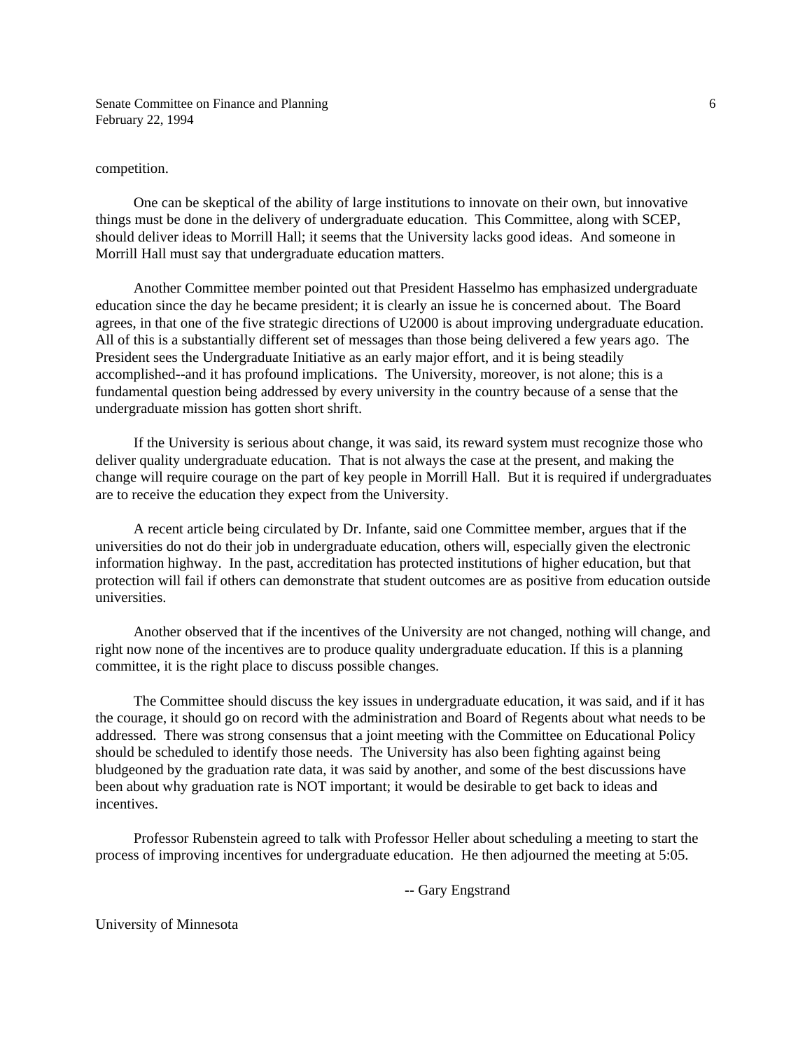competition.

One can be skeptical of the ability of large institutions to innovate on their own, but innovative things must be done in the delivery of undergraduate education. This Committee, along with SCEP, should deliver ideas to Morrill Hall; it seems that the University lacks good ideas. And someone in Morrill Hall must say that undergraduate education matters.

Another Committee member pointed out that President Hasselmo has emphasized undergraduate education since the day he became president; it is clearly an issue he is concerned about. The Board agrees, in that one of the five strategic directions of U2000 is about improving undergraduate education. All of this is a substantially different set of messages than those being delivered a few years ago. The President sees the Undergraduate Initiative as an early major effort, and it is being steadily accomplished--and it has profound implications. The University, moreover, is not alone; this is a fundamental question being addressed by every university in the country because of a sense that the undergraduate mission has gotten short shrift.

If the University is serious about change, it was said, its reward system must recognize those who deliver quality undergraduate education. That is not always the case at the present, and making the change will require courage on the part of key people in Morrill Hall. But it is required if undergraduates are to receive the education they expect from the University.

A recent article being circulated by Dr. Infante, said one Committee member, argues that if the universities do not do their job in undergraduate education, others will, especially given the electronic information highway. In the past, accreditation has protected institutions of higher education, but that protection will fail if others can demonstrate that student outcomes are as positive from education outside universities.

Another observed that if the incentives of the University are not changed, nothing will change, and right now none of the incentives are to produce quality undergraduate education. If this is a planning committee, it is the right place to discuss possible changes.

The Committee should discuss the key issues in undergraduate education, it was said, and if it has the courage, it should go on record with the administration and Board of Regents about what needs to be addressed. There was strong consensus that a joint meeting with the Committee on Educational Policy should be scheduled to identify those needs. The University has also been fighting against being bludgeoned by the graduation rate data, it was said by another, and some of the best discussions have been about why graduation rate is NOT important; it would be desirable to get back to ideas and incentives.

Professor Rubenstein agreed to talk with Professor Heller about scheduling a meeting to start the process of improving incentives for undergraduate education. He then adjourned the meeting at 5:05.

-- Gary Engstrand

University of Minnesota